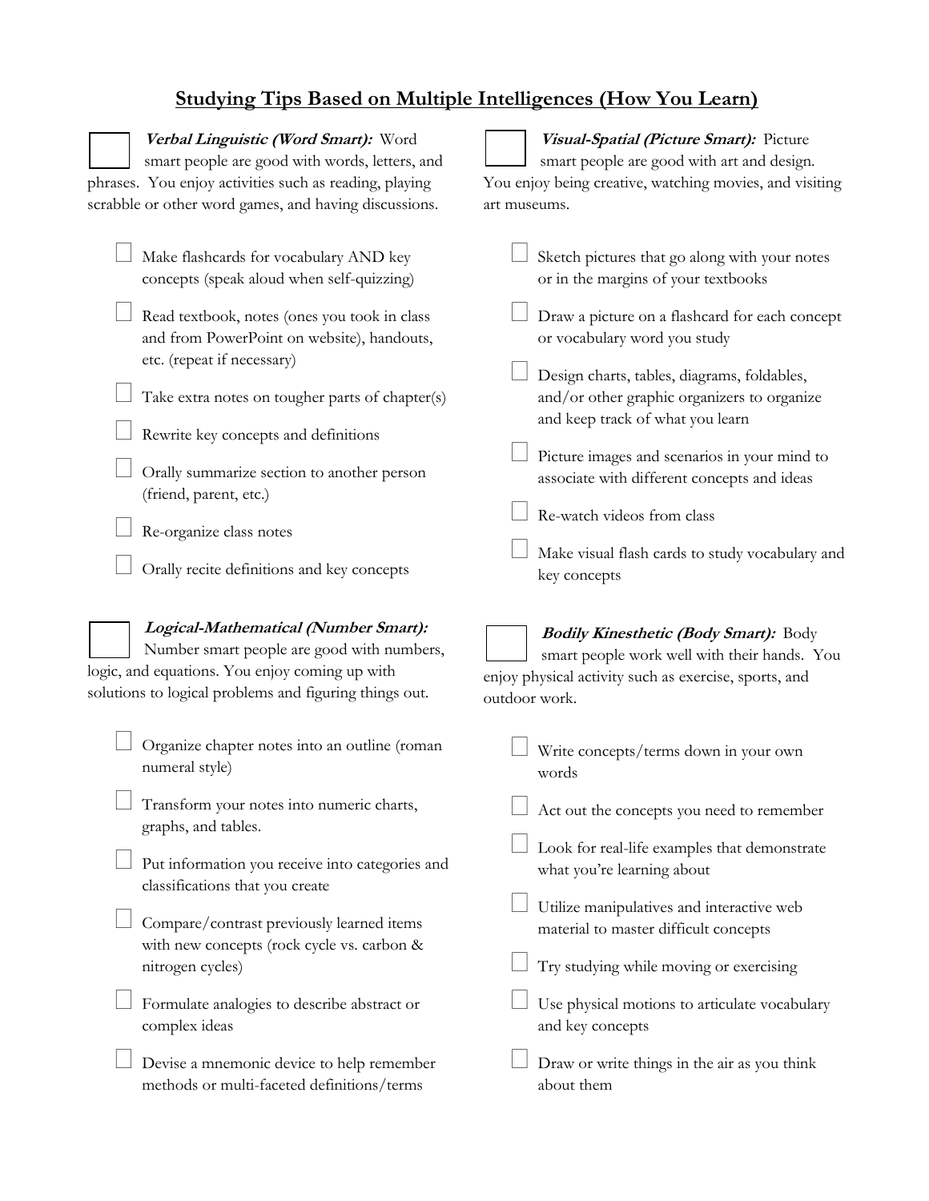# Studying Tips Based on Multiple Intelligences (How You Learn)

☐ ***Verbal Linguistic (Word Smart):*** Word smart people are good with words, letters, and phrases. You enjoy activities such as reading, playing scrabble or other word games, and having discussions.

- ☐ Make flashcards for vocabulary AND key concepts (speak aloud when self-quizzing)
- ☐ Read textbook, notes (ones you took in class and from PowerPoint on website), handouts, etc. (repeat if necessary)
- ☐ Take extra notes on tougher parts of chapter(s)
- ☐ Rewrite key concepts and definitions
- ☐ Orally summarize section to another person (friend, parent, etc.)
- ☐ Re-organize class notes
- ☐ Orally recite definitions and key concepts

☐ ***Logical-Mathematical (Number Smart):*** Number smart people are good with numbers, logic, and equations. You enjoy coming up with solutions to logical problems and figuring things out.

- ☐ Organize chapter notes into an outline (roman numeral style)
- ☐ Transform your notes into numeric charts, graphs, and tables.
- ☐ Put information you receive into categories and classifications that you create
- ☐ Compare/contrast previously learned items with new concepts (rock cycle vs. carbon & nitrogen cycles)
- ☐ Formulate analogies to describe abstract or complex ideas
- ☐ Devise a mnemonic device to help remember methods or multi-faceted definitions/terms

☐ ***Visual-Spatial (Picture Smart):*** Picture smart people are good with art and design. You enjoy being creative, watching movies, and visiting art museums.

- ☐ Sketch pictures that go along with your notes or in the margins of your textbooks
- ☐ Draw a picture on a flashcard for each concept or vocabulary word you study
- ☐ Design charts, tables, diagrams, foldables, and/or other graphic organizers to organize and keep track of what you learn
- ☐ Picture images and scenarios in your mind to associate with different concepts and ideas
- ☐ Re-watch videos from class
- ☐ Make visual flash cards to study vocabulary and key concepts

☐ ***Bodily Kinesthetic (Body Smart):*** Body smart people work well with their hands. You enjoy physical activity such as exercise, sports, and outdoor work.

- ☐ Write concepts/terms down in your own words
- ☐ Act out the concepts you need to remember
- ☐ Look for real-life examples that demonstrate what you're learning about
- ☐ Utilize manipulatives and interactive web material to master difficult concepts
- ☐ Try studying while moving or exercising
- ☐ Use physical motions to articulate vocabulary and key concepts
- ☐ Draw or write things in the air as you think about them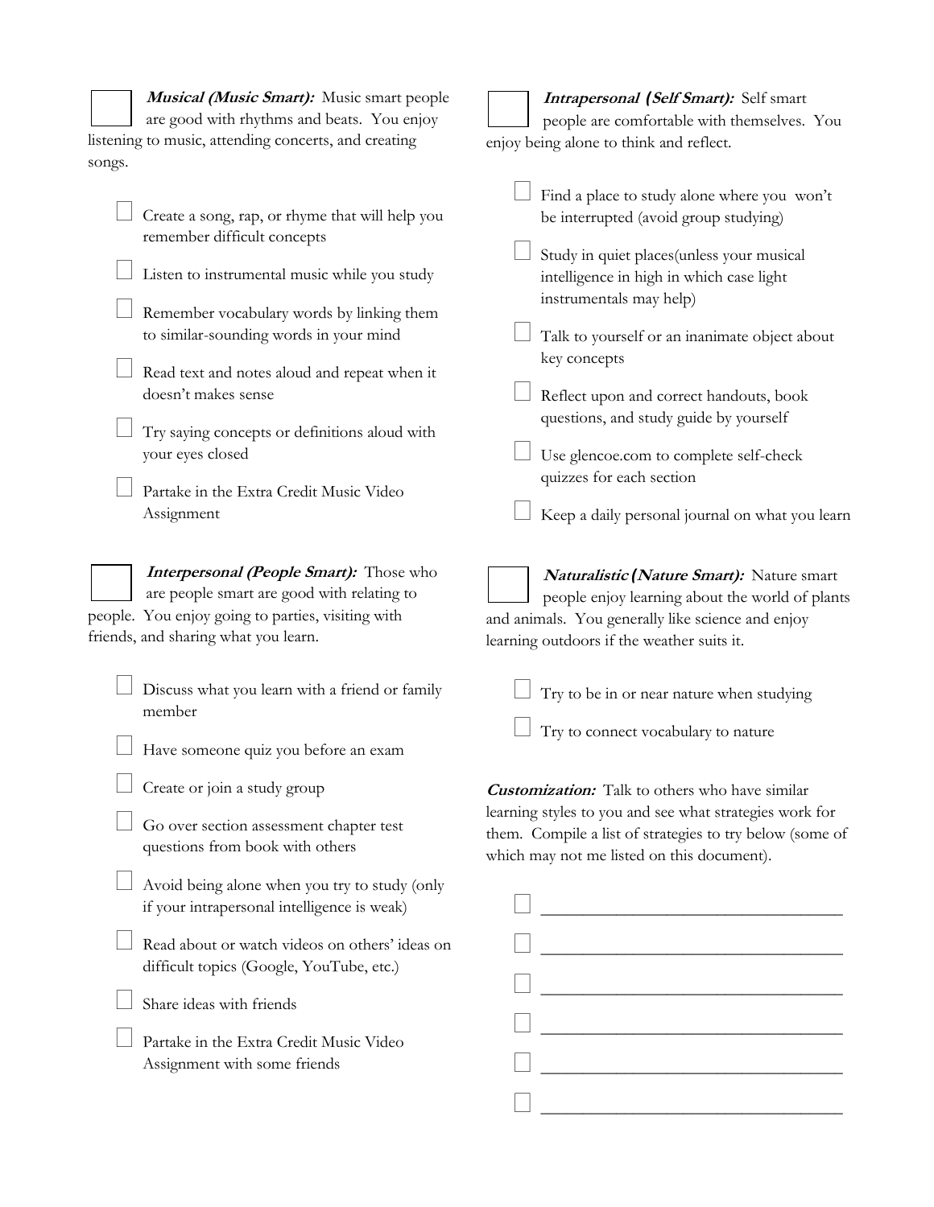☐ ***Musical (Music Smart):*** Music smart people are good with rhythms and beats. You enjoy listening to music, attending concerts, and creating songs.

- ☐ Create a song, rap, or rhyme that will help you remember difficult concepts
- ☐ Listen to instrumental music while you study
- ☐ Remember vocabulary words by linking them to similar-sounding words in your mind
- ☐ Read text and notes aloud and repeat when it doesn't makes sense
- ☐ Try saying concepts or definitions aloud with your eyes closed
- ☐ Partake in the Extra Credit Music Video Assignment

☐ ***Interpersonal (People Smart):*** Those who are people smart are good with relating to people. You enjoy going to parties, visiting with friends, and sharing what you learn.

- ☐ Discuss what you learn with a friend or family member
- ☐ Have someone quiz you before an exam
- ☐ Create or join a study group
- ☐ Go over section assessment chapter test questions from book with others
- ☐ Avoid being alone when you try to study (only if your intrapersonal intelligence is weak)
- ☐ Read about or watch videos on others' ideas on difficult topics (Google, YouTube, etc.)
- ☐ Share ideas with friends
- ☐ Partake in the Extra Credit Music Video Assignment with some friends

☐ ***Intrapersonal (Self Smart):*** Self smart people are comfortable with themselves. You enjoy being alone to think and reflect.

- ☐ Find a place to study alone where you won't be interrupted (avoid group studying)
- ☐ Study in quiet places(unless your musical intelligence in high in which case light instrumentals may help)
- ☐ Talk to yourself or an inanimate object about key concepts
- ☐ Reflect upon and correct handouts, book questions, and study guide by yourself
- ☐ Use glencoe.com to complete self-check quizzes for each section
- ☐ Keep a daily personal journal on what you learn

☐ ***Naturalistic (Nature Smart):*** Nature smart people enjoy learning about the world of plants and animals. You generally like science and enjoy learning outdoors if the weather suits it.

- ☐ Try to be in or near nature when studying
- ☐ Try to connect vocabulary to nature

***Customization:*** Talk to others who have similar learning styles to you and see what strategies work for them. Compile a list of strategies to try below (some of which may not me listed on this document).

- ☐ ___________________________________
- ☐ ___________________________________
- ☐ ___________________________________
- ☐ ___________________________________
- ☐ ___________________________________
- ☐ ___________________________________